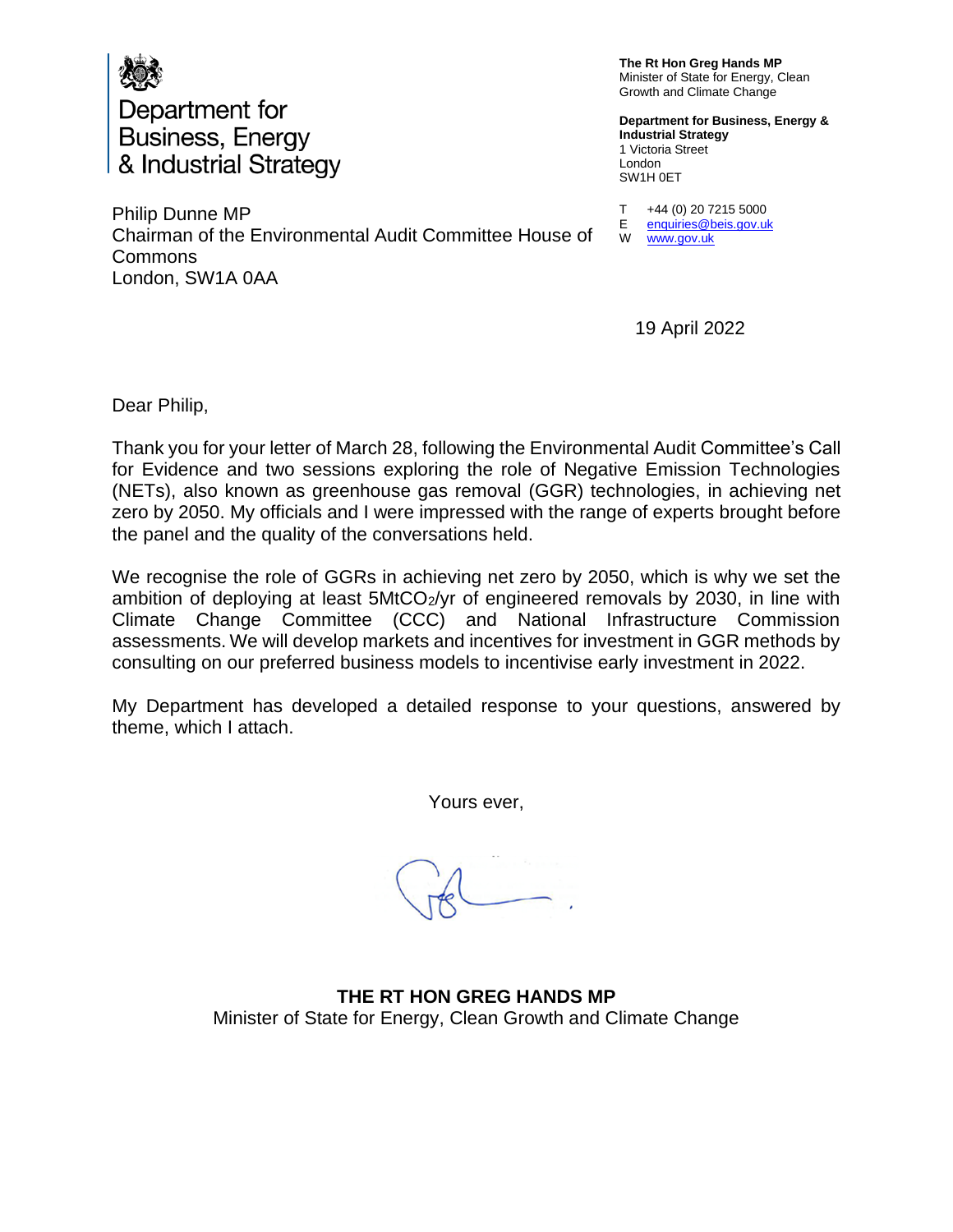Department for Business, Energy & Industrial Strategy

**The Rt Hon Greg Hands MP**
Minister of State for Energy, Clean Growth and Climate Change

**Department for Business, Energy & Industrial Strategy**
1 Victoria Street
London
SW1H 0ET

T +44 (0) 20 7215 5000
E enquiries@beis.gov.uk
W www.gov.uk

Philip Dunne MP
Chairman of the Environmental Audit Committee House of Commons
London, SW1A 0AA

19 April 2022

Dear Philip,

Thank you for your letter of March 28, following the Environmental Audit Committee's Call for Evidence and two sessions exploring the role of Negative Emission Technologies (NETs), also known as greenhouse gas removal (GGR) technologies, in achieving net zero by 2050. My officials and I were impressed with the range of experts brought before the panel and the quality of the conversations held.

We recognise the role of GGRs in achieving net zero by 2050, which is why we set the ambition of deploying at least 5Mt$CO_2$/yr of engineered removals by 2030, in line with Climate Change Committee (CCC) and National Infrastructure Commission assessments. We will develop markets and incentives for investment in GGR methods by consulting on our preferred business models to incentivise early investment in 2022.

My Department has developed a detailed response to your questions, answered by theme, which I attach.

Yours ever,

**THE RT HON GREG HANDS MP**
Minister of State for Energy, Clean Growth and Climate Change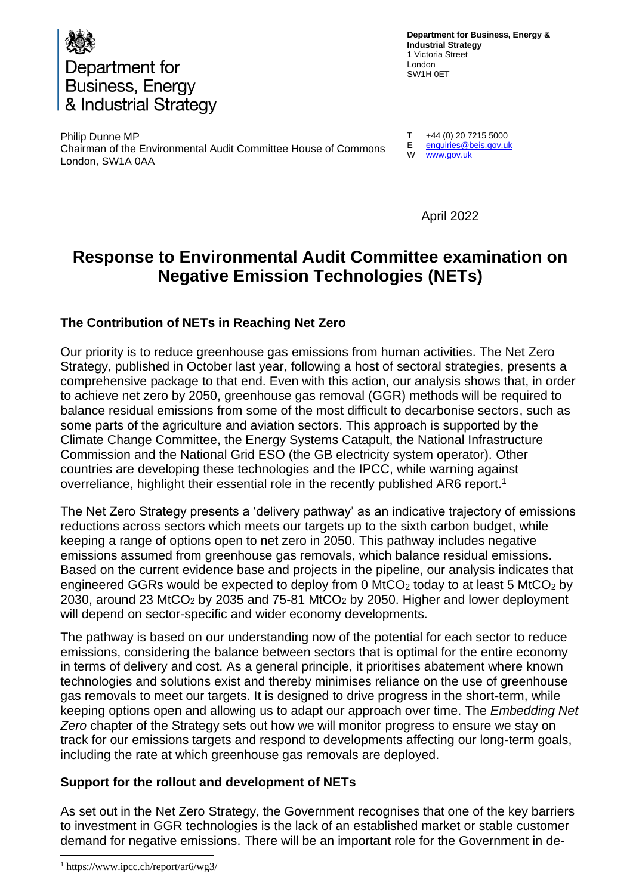Department for Business, Energy & Industrial Strategy

**Department for Business, Energy & Industrial Strategy**
1 Victoria Street
London
SW1H 0ET

T +44 (0) 20 7215 5000
E enquiries@beis.gov.uk
W www.gov.uk

Philip Dunne MP
Chairman of the Environmental Audit Committee House of Commons
London, SW1A 0AA

April 2022

# Response to Environmental Audit Committee examination on Negative Emission Technologies (NETs)

### The Contribution of NETs in Reaching Net Zero

Our priority is to reduce greenhouse gas emissions from human activities. The Net Zero Strategy, published in October last year, following a host of sectoral strategies, presents a comprehensive package to that end. Even with this action, our analysis shows that, in order to achieve net zero by 2050, greenhouse gas removal (GGR) methods will be required to balance residual emissions from some of the most difficult to decarbonise sectors, such as some parts of the agriculture and aviation sectors. This approach is supported by the Climate Change Committee, the Energy Systems Catapult, the National Infrastructure Commission and the National Grid ESO (the GB electricity system operator). Other countries are developing these technologies and the IPCC, while warning against overreliance, highlight their essential role in the recently published AR6 report.[1]

The Net Zero Strategy presents a 'delivery pathway' as an indicative trajectory of emissions reductions across sectors which meets our targets up to the sixth carbon budget, while keeping a range of options open to net zero in 2050. This pathway includes negative emissions assumed from greenhouse gas removals, which balance residual emissions. Based on the current evidence base and projects in the pipeline, our analysis indicates that engineered GGRs would be expected to deploy from 0 $MtCO_2$ today to at least 5 $MtCO_2$ by 2030, around 23 $MtCO_2$ by 2035 and 75-81 $MtCO_2$ by 2050. Higher and lower deployment will depend on sector-specific and wider economy developments.

The pathway is based on our understanding now of the potential for each sector to reduce emissions, considering the balance between sectors that is optimal for the entire economy in terms of delivery and cost. As a general principle, it prioritises abatement where known technologies and solutions exist and thereby minimises reliance on the use of greenhouse gas removals to meet our targets. It is designed to drive progress in the short-term, while keeping options open and allowing us to adapt our approach over time. The *Embedding Net Zero* chapter of the Strategy sets out how we will monitor progress to ensure we stay on track for our emissions targets and respond to developments affecting our long-term goals, including the rate at which greenhouse gas removals are deployed.

### Support for the rollout and development of NETs

As set out in the Net Zero Strategy, the Government recognises that one of the key barriers to investment in GGR technologies is the lack of an established market or stable customer demand for negative emissions. There will be an important role for the Government in de-

[1] https://www.ipcc.ch/report/ar6/wg3/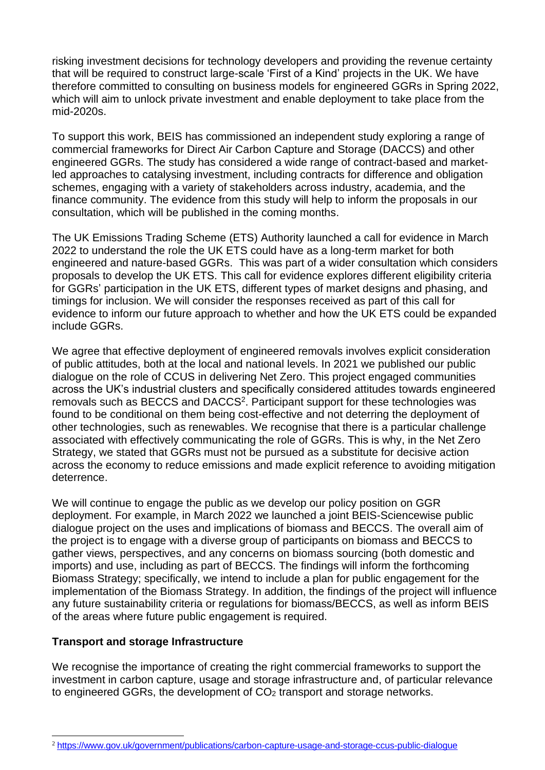risking investment decisions for technology developers and providing the revenue certainty that will be required to construct large-scale 'First of a Kind' projects in the UK. We have therefore committed to consulting on business models for engineered GGRs in Spring 2022, which will aim to unlock private investment and enable deployment to take place from the mid-2020s.

To support this work, BEIS has commissioned an independent study exploring a range of commercial frameworks for Direct Air Carbon Capture and Storage (DACCS) and other engineered GGRs. The study has considered a wide range of contract-based and market-led approaches to catalysing investment, including contracts for difference and obligation schemes, engaging with a variety of stakeholders across industry, academia, and the finance community. The evidence from this study will help to inform the proposals in our consultation, which will be published in the coming months.

The UK Emissions Trading Scheme (ETS) Authority launched a call for evidence in March 2022 to understand the role the UK ETS could have as a long-term market for both engineered and nature-based GGRs. This was part of a wider consultation which considers proposals to develop the UK ETS. This call for evidence explores different eligibility criteria for GGRs' participation in the UK ETS, different types of market designs and phasing, and timings for inclusion. We will consider the responses received as part of this call for evidence to inform our future approach to whether and how the UK ETS could be expanded include GGRs.

We agree that effective deployment of engineered removals involves explicit consideration of public attitudes, both at the local and national levels. In 2021 we published our public dialogue on the role of CCUS in delivering Net Zero. This project engaged communities across the UK's industrial clusters and specifically considered attitudes towards engineered removals such as BECCS and DACCS[2]. Participant support for these technologies was found to be conditional on them being cost-effective and not deterring the deployment of other technologies, such as renewables. We recognise that there is a particular challenge associated with effectively communicating the role of GGRs. This is why, in the Net Zero Strategy, we stated that GGRs must not be pursued as a substitute for decisive action across the economy to reduce emissions and made explicit reference to avoiding mitigation deterrence.

We will continue to engage the public as we develop our policy position on GGR deployment. For example, in March 2022 we launched a joint BEIS-Sciencewise public dialogue project on the uses and implications of biomass and BECCS. The overall aim of the project is to engage with a diverse group of participants on biomass and BECCS to gather views, perspectives, and any concerns on biomass sourcing (both domestic and imports) and use, including as part of BECCS. The findings will inform the forthcoming Biomass Strategy; specifically, we intend to include a plan for public engagement for the implementation of the Biomass Strategy. In addition, the findings of the project will influence any future sustainability criteria or regulations for biomass/BECCS, as well as inform BEIS of the areas where future public engagement is required.

**Transport and storage Infrastructure**

We recognise the importance of creating the right commercial frameworks to support the investment in carbon capture, usage and storage infrastructure and, of particular relevance to engineered GGRs, the development of $CO_2$ transport and storage networks.

[2] https://www.gov.uk/government/publications/carbon-capture-usage-and-storage-ccus-public-dialogue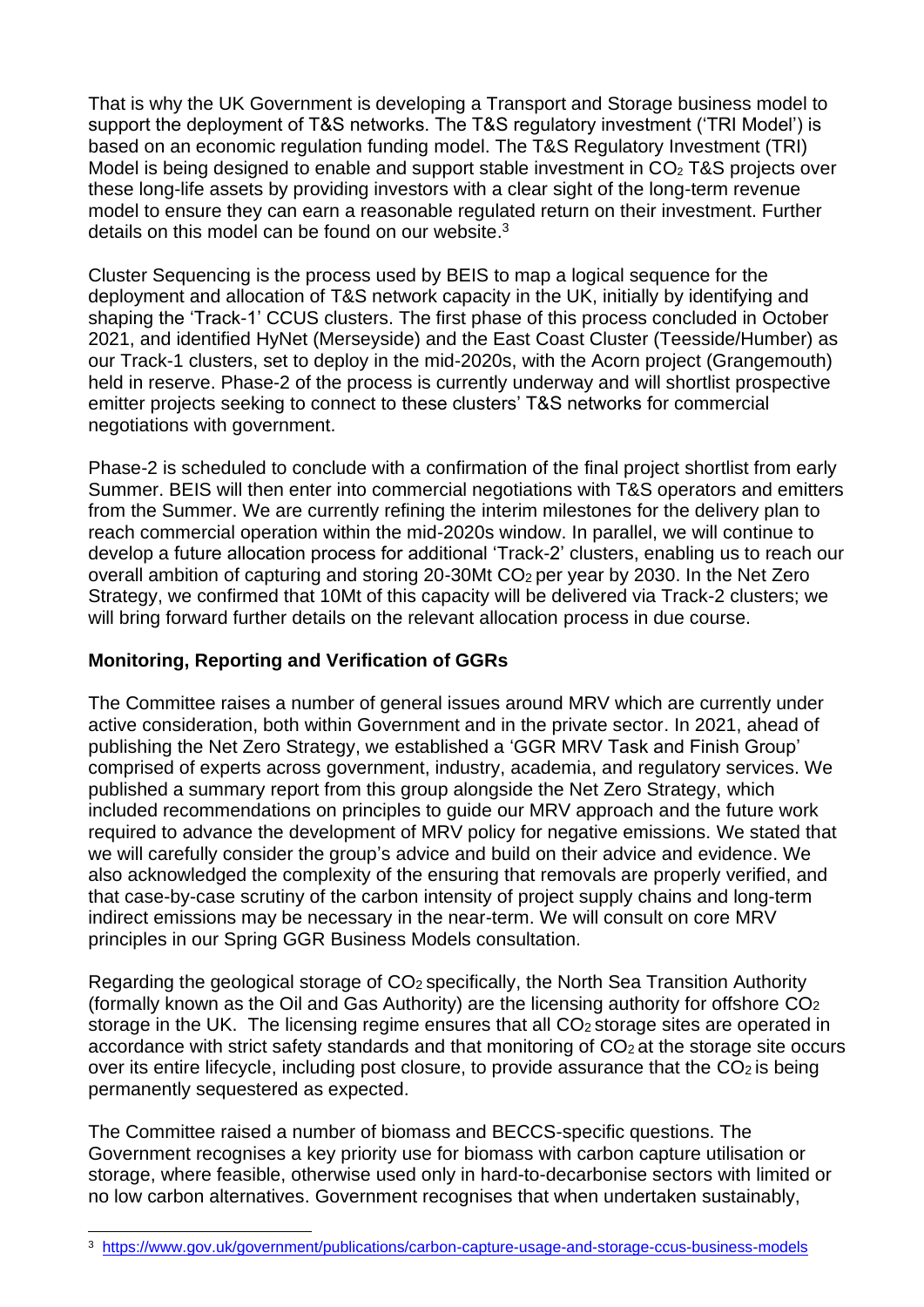That is why the UK Government is developing a Transport and Storage business model to support the deployment of T&S networks. The T&S regulatory investment ('TRI Model') is based on an economic regulation funding model. The T&S Regulatory Investment (TRI) Model is being designed to enable and support stable investment in $CO_2$ T&S projects over these long-life assets by providing investors with a clear sight of the long-term revenue model to ensure they can earn a reasonable regulated return on their investment. Further details on this model can be found on our website.[3]

Cluster Sequencing is the process used by BEIS to map a logical sequence for the deployment and allocation of T&S network capacity in the UK, initially by identifying and shaping the 'Track-1' CCUS clusters. The first phase of this process concluded in October 2021, and identified HyNet (Merseyside) and the East Coast Cluster (Teesside/Humber) as our Track-1 clusters, set to deploy in the mid-2020s, with the Acorn project (Grangemouth) held in reserve. Phase-2 of the process is currently underway and will shortlist prospective emitter projects seeking to connect to these clusters' T&S networks for commercial negotiations with government.

Phase-2 is scheduled to conclude with a confirmation of the final project shortlist from early Summer. BEIS will then enter into commercial negotiations with T&S operators and emitters from the Summer. We are currently refining the interim milestones for the delivery plan to reach commercial operation within the mid-2020s window. In parallel, we will continue to develop a future allocation process for additional 'Track-2' clusters, enabling us to reach our overall ambition of capturing and storing 20-30Mt $CO_2$ per year by 2030. In the Net Zero Strategy, we confirmed that 10Mt of this capacity will be delivered via Track-2 clusters; we will bring forward further details on the relevant allocation process in due course.

**Monitoring, Reporting and Verification of GGRs**

The Committee raises a number of general issues around MRV which are currently under active consideration, both within Government and in the private sector. In 2021, ahead of publishing the Net Zero Strategy, we established a 'GGR MRV Task and Finish Group' comprised of experts across government, industry, academia, and regulatory services. We published a summary report from this group alongside the Net Zero Strategy, which included recommendations on principles to guide our MRV approach and the future work required to advance the development of MRV policy for negative emissions. We stated that we will carefully consider the group's advice and build on their advice and evidence. We also acknowledged the complexity of the ensuring that removals are properly verified, and that case-by-case scrutiny of the carbon intensity of project supply chains and long-term indirect emissions may be necessary in the near-term. We will consult on core MRV principles in our Spring GGR Business Models consultation.

Regarding the geological storage of $CO_2$ specifically, the North Sea Transition Authority (formally known as the Oil and Gas Authority) are the licensing authority for offshore $CO_2$ storage in the UK. The licensing regime ensures that all $CO_2$ storage sites are operated in accordance with strict safety standards and that monitoring of $CO_2$ at the storage site occurs over its entire lifecycle, including post closure, to provide assurance that the $CO_2$ is being permanently sequestered as expected.

The Committee raised a number of biomass and BECCS-specific questions. The Government recognises a key priority use for biomass with carbon capture utilisation or storage, where feasible, otherwise used only in hard-to-decarbonise sectors with limited or no low carbon alternatives. Government recognises that when undertaken sustainably,

[3] https://www.gov.uk/government/publications/carbon-capture-usage-and-storage-ccus-business-models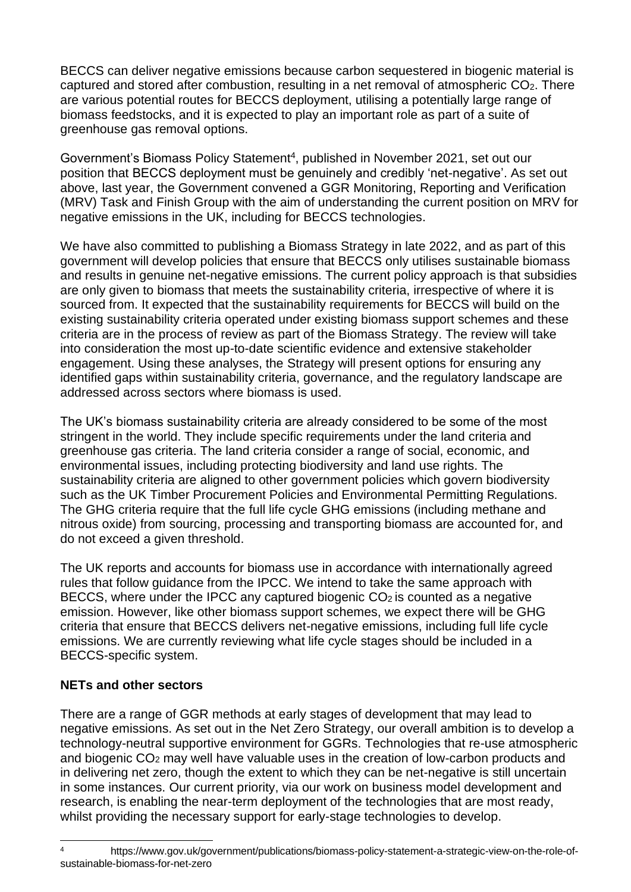BECCS can deliver negative emissions because carbon sequestered in biogenic material is captured and stored after combustion, resulting in a net removal of atmospheric $CO_2$. There are various potential routes for BECCS deployment, utilising a potentially large range of biomass feedstocks, and it is expected to play an important role as part of a suite of greenhouse gas removal options.

Government's Biomass Policy Statement[4], published in November 2021, set out our position that BECCS deployment must be genuinely and credibly 'net-negative'. As set out above, last year, the Government convened a GGR Monitoring, Reporting and Verification (MRV) Task and Finish Group with the aim of understanding the current position on MRV for negative emissions in the UK, including for BECCS technologies.

We have also committed to publishing a Biomass Strategy in late 2022, and as part of this government will develop policies that ensure that BECCS only utilises sustainable biomass and results in genuine net-negative emissions. The current policy approach is that subsidies are only given to biomass that meets the sustainability criteria, irrespective of where it is sourced from. It expected that the sustainability requirements for BECCS will build on the existing sustainability criteria operated under existing biomass support schemes and these criteria are in the process of review as part of the Biomass Strategy. The review will take into consideration the most up-to-date scientific evidence and extensive stakeholder engagement. Using these analyses, the Strategy will present options for ensuring any identified gaps within sustainability criteria, governance, and the regulatory landscape are addressed across sectors where biomass is used.

The UK's biomass sustainability criteria are already considered to be some of the most stringent in the world. They include specific requirements under the land criteria and greenhouse gas criteria. The land criteria consider a range of social, economic, and environmental issues, including protecting biodiversity and land use rights. The sustainability criteria are aligned to other government policies which govern biodiversity such as the UK Timber Procurement Policies and Environmental Permitting Regulations. The GHG criteria require that the full life cycle GHG emissions (including methane and nitrous oxide) from sourcing, processing and transporting biomass are accounted for, and do not exceed a given threshold.

The UK reports and accounts for biomass use in accordance with internationally agreed rules that follow guidance from the IPCC. We intend to take the same approach with BECCS, where under the IPCC any captured biogenic $CO_2$ is counted as a negative emission. However, like other biomass support schemes, we expect there will be GHG criteria that ensure that BECCS delivers net-negative emissions, including full life cycle emissions. We are currently reviewing what life cycle stages should be included in a BECCS-specific system.

**NETs and other sectors**

There are a range of GGR methods at early stages of development that may lead to negative emissions. As set out in the Net Zero Strategy, our overall ambition is to develop a technology-neutral supportive environment for GGRs. Technologies that re-use atmospheric and biogenic $CO_2$ may well have valuable uses in the creation of low-carbon products and in delivering net zero, though the extent to which they can be net-negative is still uncertain in some instances. Our current priority, via our work on business model development and research, is enabling the near-term deployment of the technologies that are most ready, whilst providing the necessary support for early-stage technologies to develop.

[4] https://www.gov.uk/government/publications/biomass-policy-statement-a-strategic-view-on-the-role-of-sustainable-biomass-for-net-zero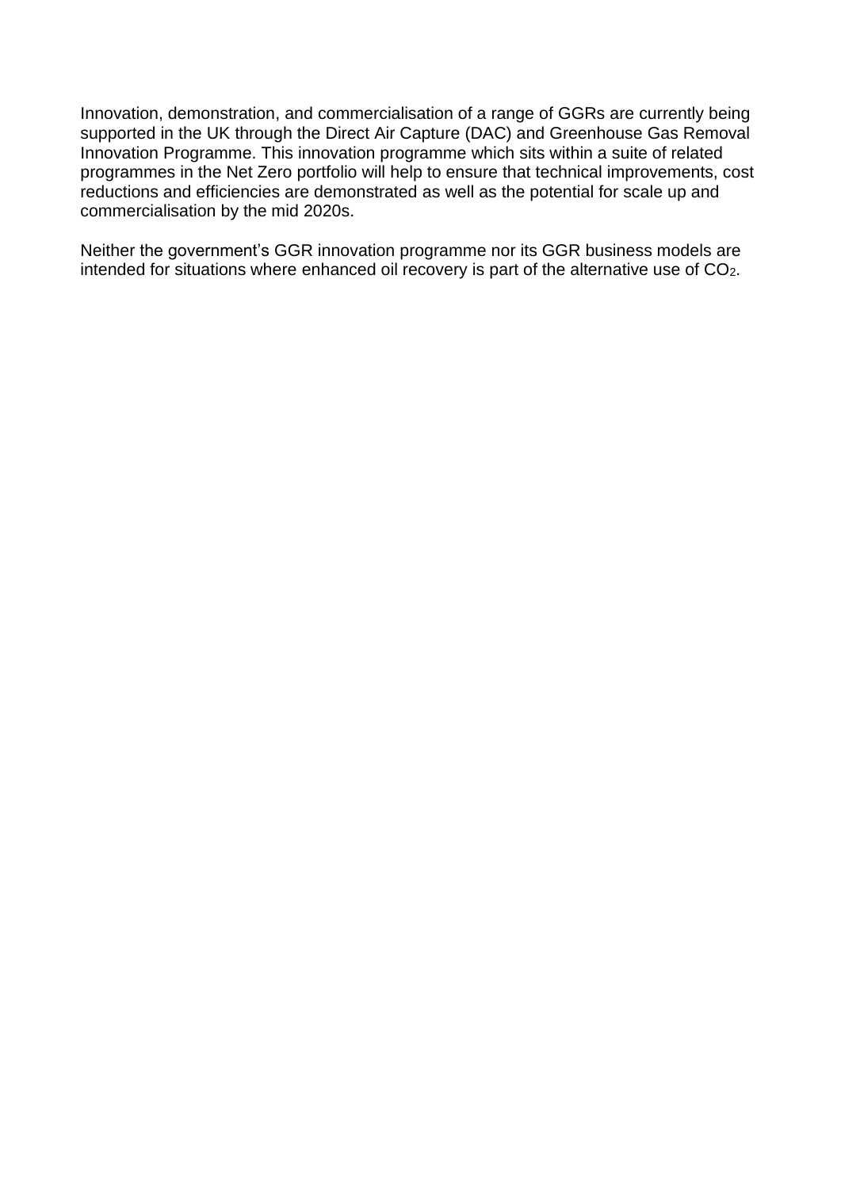Innovation, demonstration, and commercialisation of a range of GGRs are currently being supported in the UK through the Direct Air Capture (DAC) and Greenhouse Gas Removal Innovation Programme. This innovation programme which sits within a suite of related programmes in the Net Zero portfolio will help to ensure that technical improvements, cost reductions and efficiencies are demonstrated as well as the potential for scale up and commercialisation by the mid 2020s.

Neither the government's GGR innovation programme nor its GGR business models are intended for situations where enhanced oil recovery is part of the alternative use of $CO_2$.